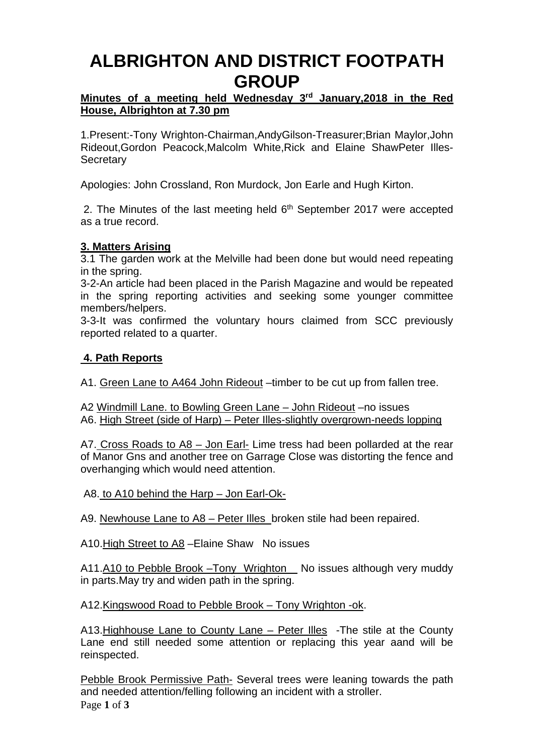# ALBRIGHTON AND DISTRICT FOOTPATH GROUP

**Minutes of a meeting held Wednesday 3rd January,2018 in the Red House, Albrighton at 7.30 pm**

1.Present:-Tony Wrighton-Chairman,AndyGilson-Treasurer;Brian Maylor,John Rideout,Gordon Peacock,Malcolm White,Rick and Elaine ShawPeter Illes-Secretary

Apologies: John Crossland, Ron Murdock, Jon Earle and Hugh Kirton.

2. The Minutes of the last meeting held 6th September 2017 were accepted as a true record.

**3. Matters Arising**

3.1 The garden work at the Melville had been done but would need repeating in the spring.

3-2-An article had been placed in the Parish Magazine and would be repeated in the spring reporting activities and seeking some younger committee members/helpers.

3-3-It was confirmed the voluntary hours claimed from SCC previously reported related to a quarter.

**4. Path Reports**

A1. Green Lane to A464 John Rideout –timber to be cut up from fallen tree.

A2 Windmill Lane. to Bowling Green Lane – John Rideout –no issues

A6. High Street (side of Harp) – Peter Illes-slightly overgrown-needs lopping

A7. Cross Roads to A8 – Jon Earl- Lime tress had been pollarded at the rear of Manor Gns and another tree on Garrage Close was distorting the fence and overhanging which would need attention.

A8. to A10 behind the Harp – Jon Earl-Ok-

A9. Newhouse Lane to A8 – Peter Illes broken stile had been repaired.

A10.High Street to A8 –Elaine Shaw No issues

A11.A10 to Pebble Brook –Tony Wrighton No issues although very muddy in parts.May try and widen path in the spring.

A12.Kingswood Road to Pebble Brook – Tony Wrighton -ok.

A13.Highhouse Lane to County Lane – Peter Illes -The stile at the County Lane end still needed some attention or replacing this year aand will be reinspected.

Pebble Brook Permissive Path- Several trees were leaning towards the path and needed attention/felling following an incident with a stroller.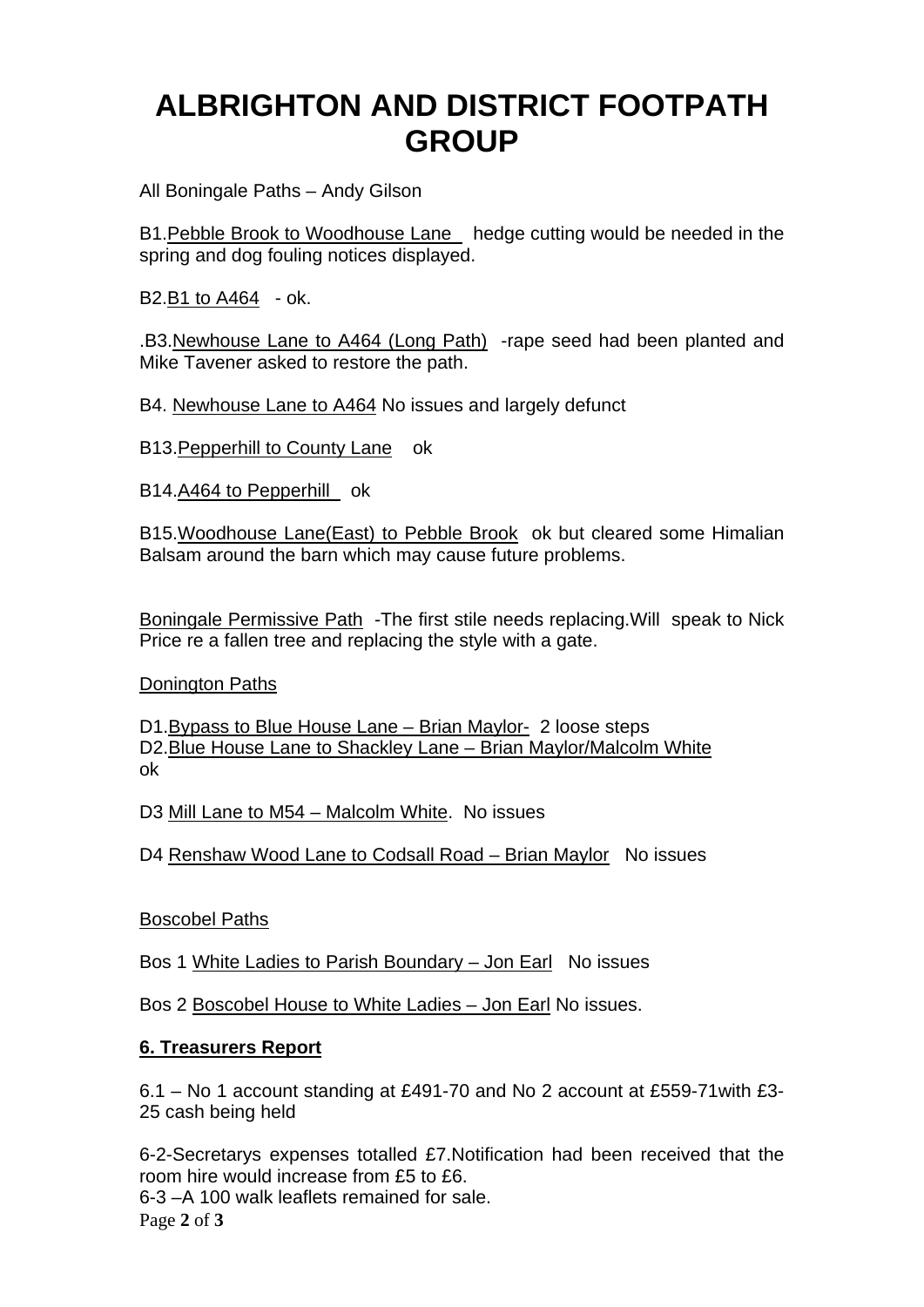# ALBRIGHTON AND DISTRICT FOOTPATH GROUP

All Boningale Paths – Andy Gilson

B1.Pebble Brook to Woodhouse Lane hedge cutting would be needed in the spring and dog fouling notices displayed.

B2.B1 to A464 - ok.

.B3.Newhouse Lane to A464 (Long Path) -rape seed had been planted and Mike Tavener asked to restore the path.

B4. Newhouse Lane to A464 No issues and largely defunct

B13.Pepperhill to County Lane ok

B14.A464 to Pepperhill ok

B15.Woodhouse Lane(East) to Pebble Brook ok but cleared some Himalian Balsam around the barn which may cause future problems.

Boningale Permissive Path -The first stile needs replacing.Will speak to Nick Price re a fallen tree and replacing the style with a gate.

Donington Paths

D1.Bypass to Blue House Lane – Brian Maylor- 2 loose steps
D2.Blue House Lane to Shackley Lane – Brian Maylor/Malcolm White ok

D3 Mill Lane to M54 – Malcolm White. No issues

D4 Renshaw Wood Lane to Codsall Road – Brian Maylor No issues

Boscobel Paths

Bos 1 White Ladies to Parish Boundary – Jon Earl No issues

Bos 2 Boscobel House to White Ladies – Jon Earl No issues.

**6. Treasurers Report**

6.1 – No 1 account standing at £491-70 and No 2 account at £559-71with £3-25 cash being held

6-2-Secretarys expenses totalled £7.Notification had been received that the room hire would increase from £5 to £6.
6-3 –A 100 walk leaflets remained for sale.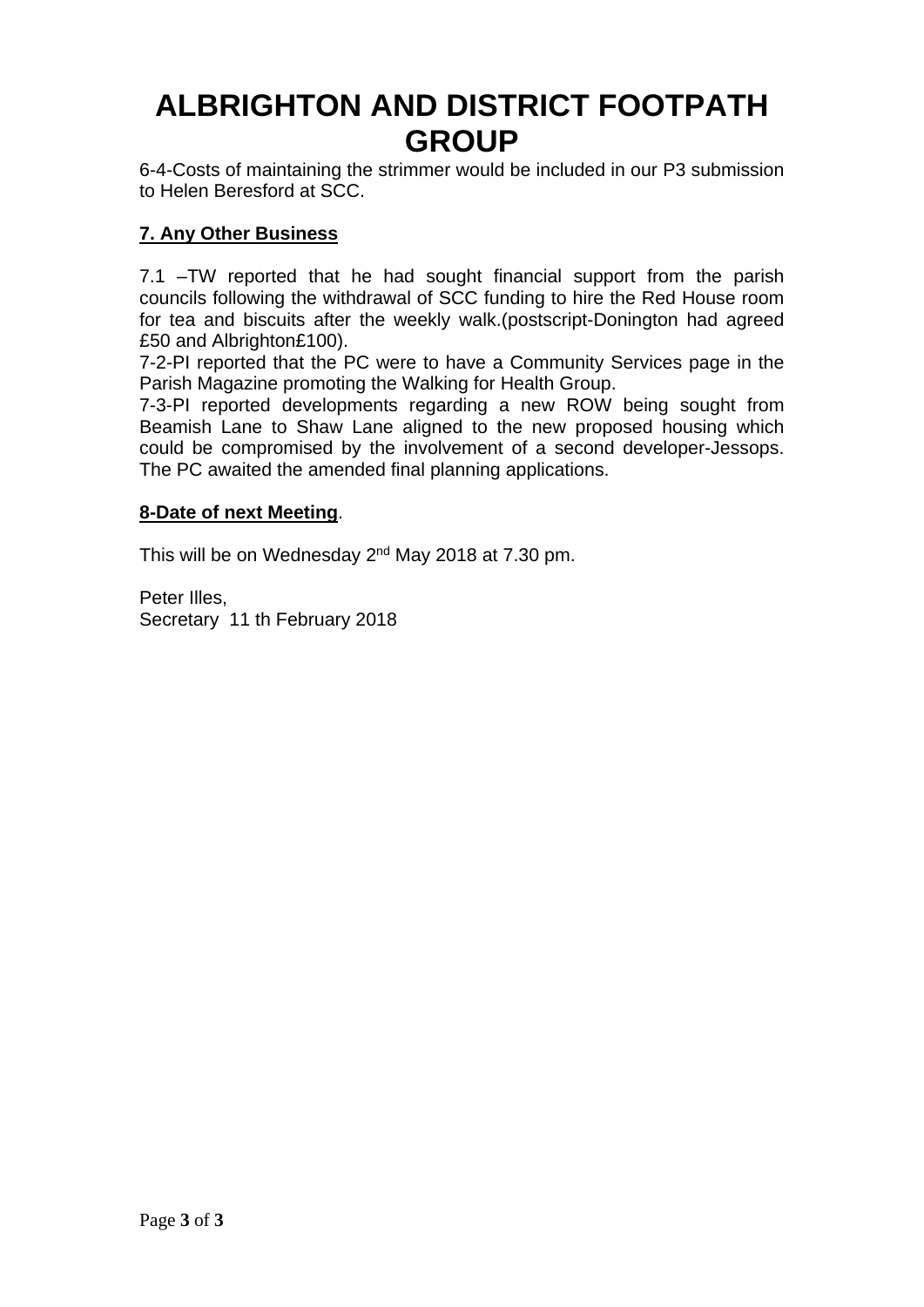# ALBRIGHTON AND DISTRICT FOOTPATH GROUP

6-4-Costs of maintaining the strimmer would be included in our P3 submission to Helen Beresford at SCC.

**7. Any Other Business**

7.1 –TW reported that he had sought financial support from the parish councils following the withdrawal of SCC funding to hire the Red House room for tea and biscuits after the weekly walk.(postscript-Donington had agreed £50 and Albrighton£100).

7-2-PI reported that the PC were to have a Community Services page in the Parish Magazine promoting the Walking for Health Group.

7-3-PI reported developments regarding a new ROW being sought from Beamish Lane to Shaw Lane aligned to the new proposed housing which could be compromised by the involvement of a second developer-Jessops. The PC awaited the amended final planning applications.

**8-Date of next Meeting**.

This will be on Wednesday 2nd May 2018 at 7.30 pm.

Peter Illes,
Secretary 11 th February 2018